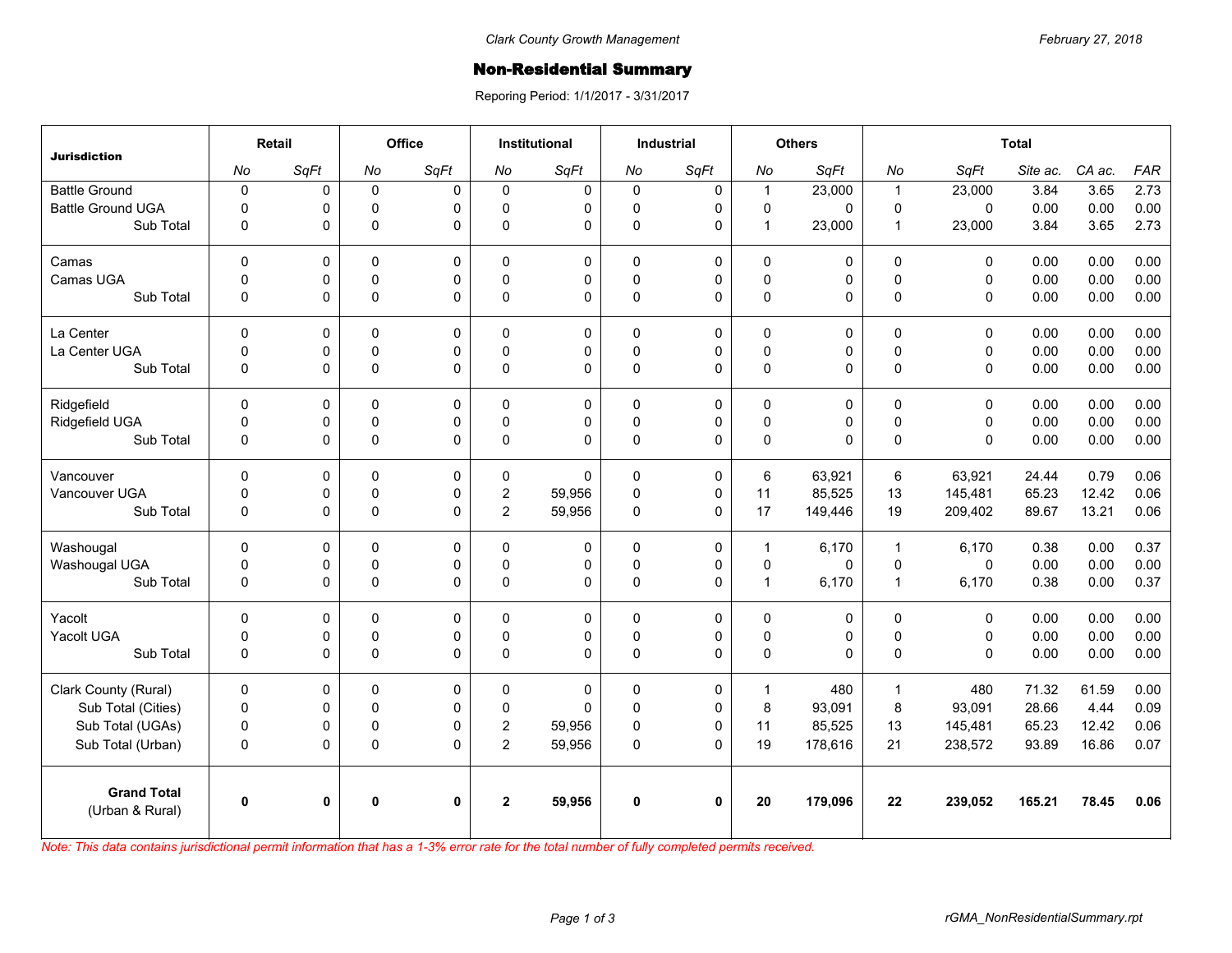Clark County Growth Management

February 27, 2018

# Non-Residential Summary

Reporing Period: 1/1/2017 - 3/31/2017

| Jurisdiction | Retail | | Office | | Institutional | | Industrial | | Others | | Total | | | | |
|---|---|---|---|---|---|---|---|---|---|---|---|---|---|---|---|
| | *No* | *SqFt* | *No* | *SqFt* | *No* | *SqFt* | *No* | *SqFt* | *No* | *SqFt* | *No* | *SqFt* | *Site ac.* | *CA ac.* | *FAR* |
| Battle Ground | 0 | 0 | 0 | 0 | 0 | 0 | 0 | 0 | 1 | 23,000 | 1 | 23,000 | 3.84 | 3.65 | 2.73 |
| Battle Ground UGA | 0 | 0 | 0 | 0 | 0 | 0 | 0 | 0 | 0 | 0 | 0 | 0 | 0.00 | 0.00 | 0.00 |
| Sub Total | 0 | 0 | 0 | 0 | 0 | 0 | 0 | 0 | 1 | 23,000 | 1 | 23,000 | 3.84 | 3.65 | 2.73 |
| Camas | 0 | 0 | 0 | 0 | 0 | 0 | 0 | 0 | 0 | 0 | 0 | 0 | 0.00 | 0.00 | 0.00 |
| Camas UGA | 0 | 0 | 0 | 0 | 0 | 0 | 0 | 0 | 0 | 0 | 0 | 0 | 0.00 | 0.00 | 0.00 |
| Sub Total | 0 | 0 | 0 | 0 | 0 | 0 | 0 | 0 | 0 | 0 | 0 | 0 | 0.00 | 0.00 | 0.00 |
| La Center | 0 | 0 | 0 | 0 | 0 | 0 | 0 | 0 | 0 | 0 | 0 | 0 | 0.00 | 0.00 | 0.00 |
| La Center UGA | 0 | 0 | 0 | 0 | 0 | 0 | 0 | 0 | 0 | 0 | 0 | 0 | 0.00 | 0.00 | 0.00 |
| Sub Total | 0 | 0 | 0 | 0 | 0 | 0 | 0 | 0 | 0 | 0 | 0 | 0 | 0.00 | 0.00 | 0.00 |
| Ridgefield | 0 | 0 | 0 | 0 | 0 | 0 | 0 | 0 | 0 | 0 | 0 | 0 | 0.00 | 0.00 | 0.00 |
| Ridgefield UGA | 0 | 0 | 0 | 0 | 0 | 0 | 0 | 0 | 0 | 0 | 0 | 0 | 0.00 | 0.00 | 0.00 |
| Sub Total | 0 | 0 | 0 | 0 | 0 | 0 | 0 | 0 | 0 | 0 | 0 | 0 | 0.00 | 0.00 | 0.00 |
| Vancouver | 0 | 0 | 0 | 0 | 0 | 0 | 0 | 0 | 6 | 63,921 | 6 | 63,921 | 24.44 | 0.79 | 0.06 |
| Vancouver UGA | 0 | 0 | 0 | 0 | 2 | 59,956 | 0 | 0 | 11 | 85,525 | 13 | 145,481 | 65.23 | 12.42 | 0.06 |
| Sub Total | 0 | 0 | 0 | 0 | 2 | 59,956 | 0 | 0 | 17 | 149,446 | 19 | 209,402 | 89.67 | 13.21 | 0.06 |
| Washougal | 0 | 0 | 0 | 0 | 0 | 0 | 0 | 0 | 1 | 6,170 | 1 | 6,170 | 0.38 | 0.00 | 0.37 |
| Washougal UGA | 0 | 0 | 0 | 0 | 0 | 0 | 0 | 0 | 0 | 0 | 0 | 0 | 0.00 | 0.00 | 0.00 |
| Sub Total | 0 | 0 | 0 | 0 | 0 | 0 | 0 | 0 | 1 | 6,170 | 1 | 6,170 | 0.38 | 0.00 | 0.37 |
| Yacolt | 0 | 0 | 0 | 0 | 0 | 0 | 0 | 0 | 0 | 0 | 0 | 0 | 0.00 | 0.00 | 0.00 |
| Yacolt UGA | 0 | 0 | 0 | 0 | 0 | 0 | 0 | 0 | 0 | 0 | 0 | 0 | 0.00 | 0.00 | 0.00 |
| Sub Total | 0 | 0 | 0 | 0 | 0 | 0 | 0 | 0 | 0 | 0 | 0 | 0 | 0.00 | 0.00 | 0.00 |
| Clark County (Rural) | 0 | 0 | 0 | 0 | 0 | 0 | 0 | 0 | 1 | 480 | 1 | 480 | 71.32 | 61.59 | 0.00 |
| Sub Total (Cities) | 0 | 0 | 0 | 0 | 0 | 0 | 0 | 0 | 8 | 93,091 | 8 | 93,091 | 28.66 | 4.44 | 0.09 |
| Sub Total (UGAs) | 0 | 0 | 0 | 0 | 2 | 59,956 | 0 | 0 | 11 | 85,525 | 13 | 145,481 | 65.23 | 12.42 | 0.06 |
| Sub Total (Urban) | 0 | 0 | 0 | 0 | 2 | 59,956 | 0 | 0 | 19 | 178,616 | 21 | 238,572 | 93.89 | 16.86 | 0.07 |
| **Grand Total** (Urban & Rural) | **0** | **0** | **0** | **0** | **2** | **59,956** | **0** | **0** | **20** | **179,096** | **22** | **239,052** | **165.21** | **78.45** | **0.06** |

*Note: This data contains jurisdictional permit information that has a 1-3% error rate for the total number of fully completed permits received.*

rGMA_NonResidentialSummary.rpt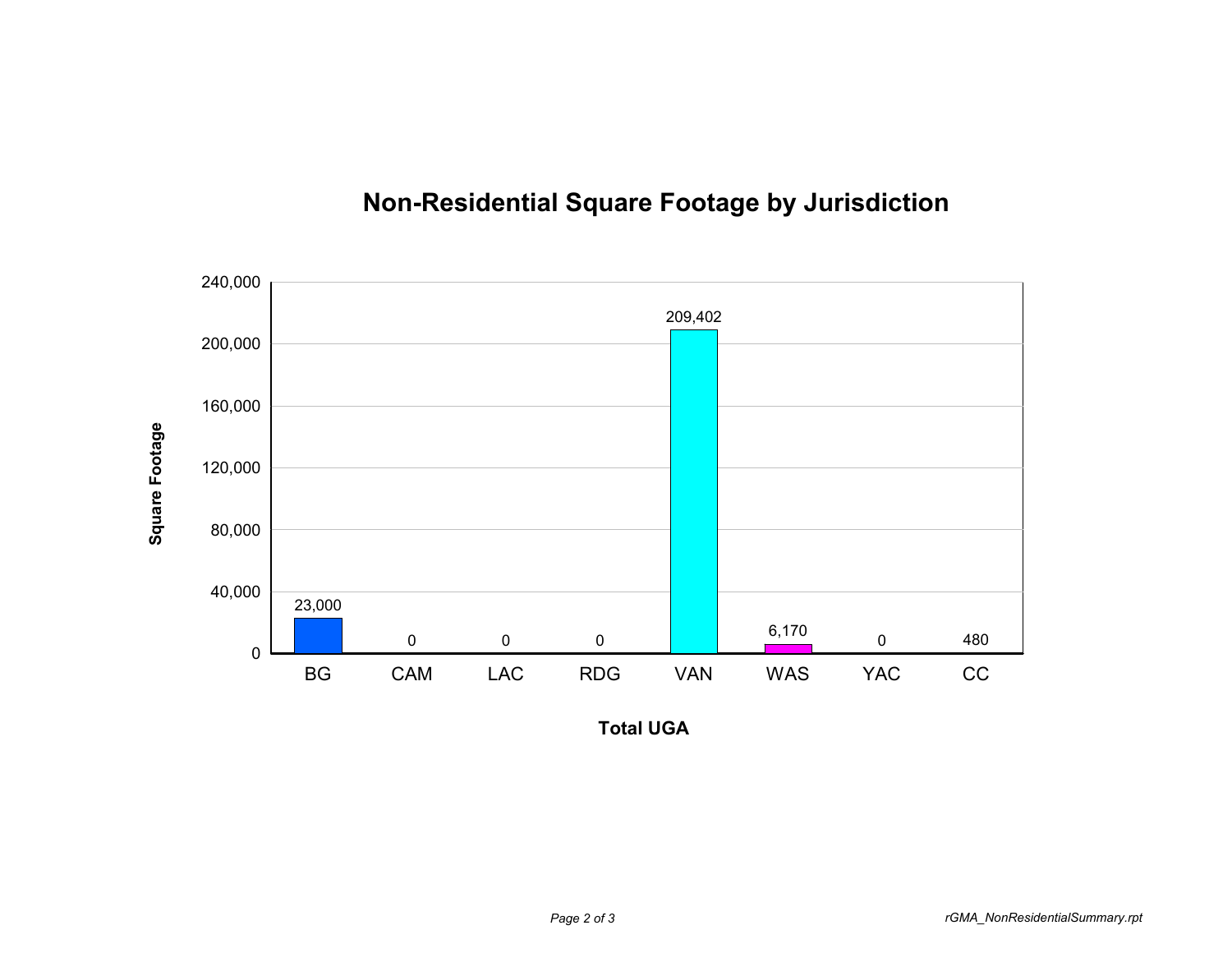# Non-Residential Square Footage by Jurisdiction

| Jurisdiction | Square Footage |
|---|---|
| BG | 23,000 |
| CAM | 0 |
| LAC | 0 |
| RDG | 0 |
| VAN | 209,402 |
| WAS | 6,170 |
| YAC | 0 |
| CC | 480 |

Square Footage

Total UGA

rGMA_NonResidentialSummary.rpt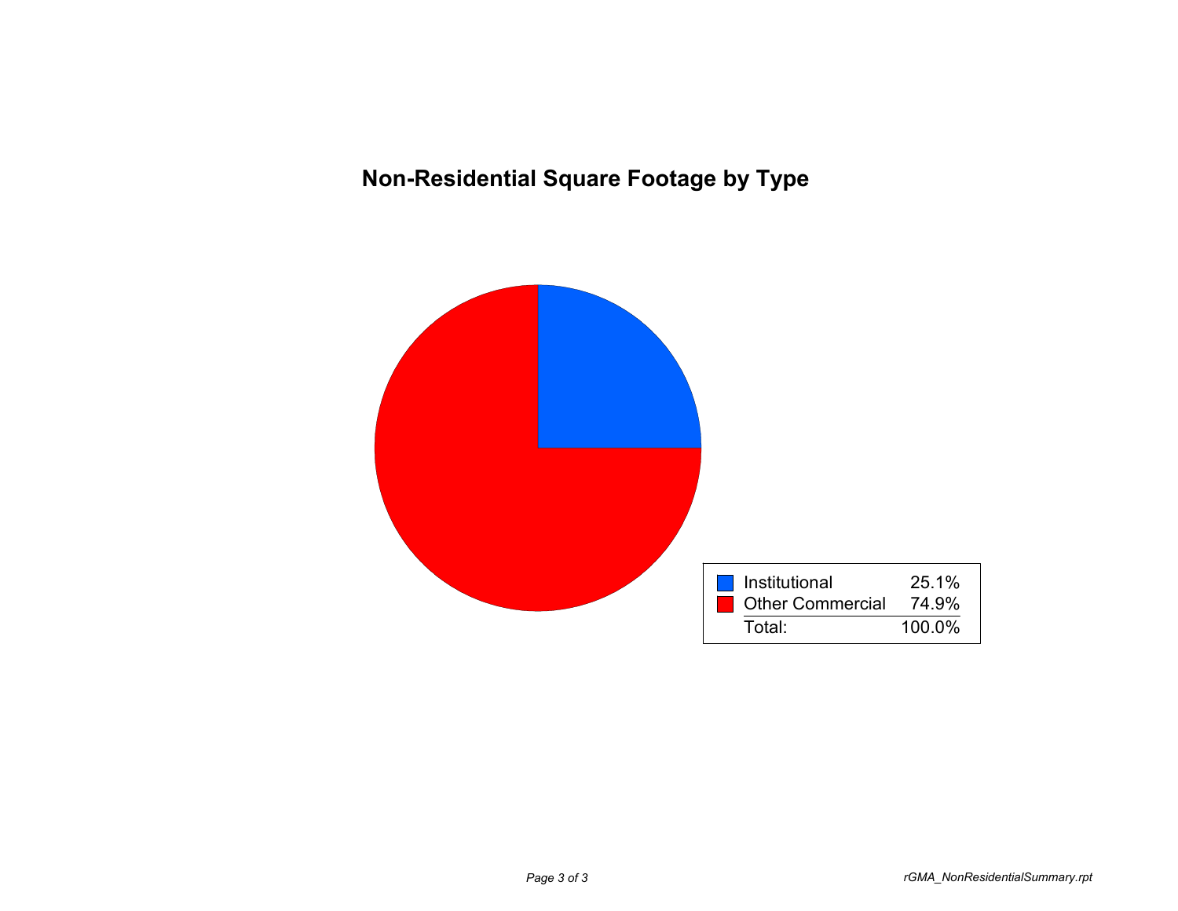# Non-Residential Square Footage by Type

Institutional 25.1%
Other Commercial 74.9%
Total: 100.0%